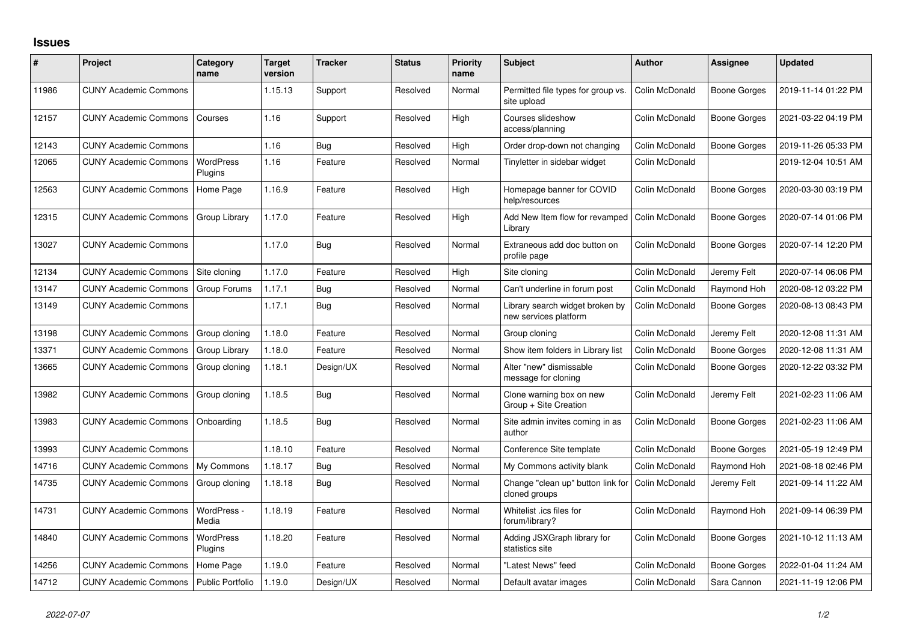# Issues

| # | Project | Category name | Target version | Tracker | Status | Priority name | Subject | Author | Assignee | Updated |
|---|---|---|---|---|---|---|---|---|---|---|
| 11986 | CUNY Academic Commons | | 1.15.13 | Support | Resolved | Normal | Permitted file types for group vs. site upload | Colin McDonald | Boone Gorges | 2019-11-14 01:22 PM |
| 12157 | CUNY Academic Commons | Courses | 1.16 | Support | Resolved | High | Courses slideshow access/planning | Colin McDonald | Boone Gorges | 2021-03-22 04:19 PM |
| 12143 | CUNY Academic Commons | | 1.16 | Bug | Resolved | High | Order drop-down not changing | Colin McDonald | Boone Gorges | 2019-11-26 05:33 PM |
| 12065 | CUNY Academic Commons | WordPress Plugins | 1.16 | Feature | Resolved | Normal | Tinyletter in sidebar widget | Colin McDonald | | 2019-12-04 10:51 AM |
| 12563 | CUNY Academic Commons | Home Page | 1.16.9 | Feature | Resolved | High | Homepage banner for COVID help/resources | Colin McDonald | Boone Gorges | 2020-03-30 03:19 PM |
| 12315 | CUNY Academic Commons | Group Library | 1.17.0 | Feature | Resolved | High | Add New Item flow for revamped Library | Colin McDonald | Boone Gorges | 2020-07-14 01:06 PM |
| 13027 | CUNY Academic Commons | | 1.17.0 | Bug | Resolved | Normal | Extraneous add doc button on profile page | Colin McDonald | Boone Gorges | 2020-07-14 12:20 PM |
| 12134 | CUNY Academic Commons | Site cloning | 1.17.0 | Feature | Resolved | High | Site cloning | Colin McDonald | Jeremy Felt | 2020-07-14 06:06 PM |
| 13147 | CUNY Academic Commons | Group Forums | 1.17.1 | Bug | Resolved | Normal | Can't underline in forum post | Colin McDonald | Raymond Hoh | 2020-08-12 03:22 PM |
| 13149 | CUNY Academic Commons | | 1.17.1 | Bug | Resolved | Normal | Library search widget broken by new services platform | Colin McDonald | Boone Gorges | 2020-08-13 08:43 PM |
| 13198 | CUNY Academic Commons | Group cloning | 1.18.0 | Feature | Resolved | Normal | Group cloning | Colin McDonald | Jeremy Felt | 2020-12-08 11:31 AM |
| 13371 | CUNY Academic Commons | Group Library | 1.18.0 | Feature | Resolved | Normal | Show item folders in Library list | Colin McDonald | Boone Gorges | 2020-12-08 11:31 AM |
| 13665 | CUNY Academic Commons | Group cloning | 1.18.1 | Design/UX | Resolved | Normal | Alter "new" dismissable message for cloning | Colin McDonald | Boone Gorges | 2020-12-22 03:32 PM |
| 13982 | CUNY Academic Commons | Group cloning | 1.18.5 | Bug | Resolved | Normal | Clone warning box on new Group + Site Creation | Colin McDonald | Jeremy Felt | 2021-02-23 11:06 AM |
| 13983 | CUNY Academic Commons | Onboarding | 1.18.5 | Bug | Resolved | Normal | Site admin invites coming in as author | Colin McDonald | Boone Gorges | 2021-02-23 11:06 AM |
| 13993 | CUNY Academic Commons | | 1.18.10 | Feature | Resolved | Normal | Conference Site template | Colin McDonald | Boone Gorges | 2021-05-19 12:49 PM |
| 14716 | CUNY Academic Commons | My Commons | 1.18.17 | Bug | Resolved | Normal | My Commons activity blank | Colin McDonald | Raymond Hoh | 2021-08-18 02:46 PM |
| 14735 | CUNY Academic Commons | Group cloning | 1.18.18 | Bug | Resolved | Normal | Change "clean up" button link for cloned groups | Colin McDonald | Jeremy Felt | 2021-09-14 11:22 AM |
| 14731 | CUNY Academic Commons | WordPress - Media | 1.18.19 | Feature | Resolved | Normal | Whitelist .ics files for forum/library? | Colin McDonald | Raymond Hoh | 2021-09-14 06:39 PM |
| 14840 | CUNY Academic Commons | WordPress Plugins | 1.18.20 | Feature | Resolved | Normal | Adding JSXGraph library for statistics site | Colin McDonald | Boone Gorges | 2021-10-12 11:13 AM |
| 14256 | CUNY Academic Commons | Home Page | 1.19.0 | Feature | Resolved | Normal | "Latest News" feed | Colin McDonald | Boone Gorges | 2022-01-04 11:24 AM |
| 14712 | CUNY Academic Commons | Public Portfolio | 1.19.0 | Design/UX | Resolved | Normal | Default avatar images | Colin McDonald | Sara Cannon | 2021-11-19 12:06 PM |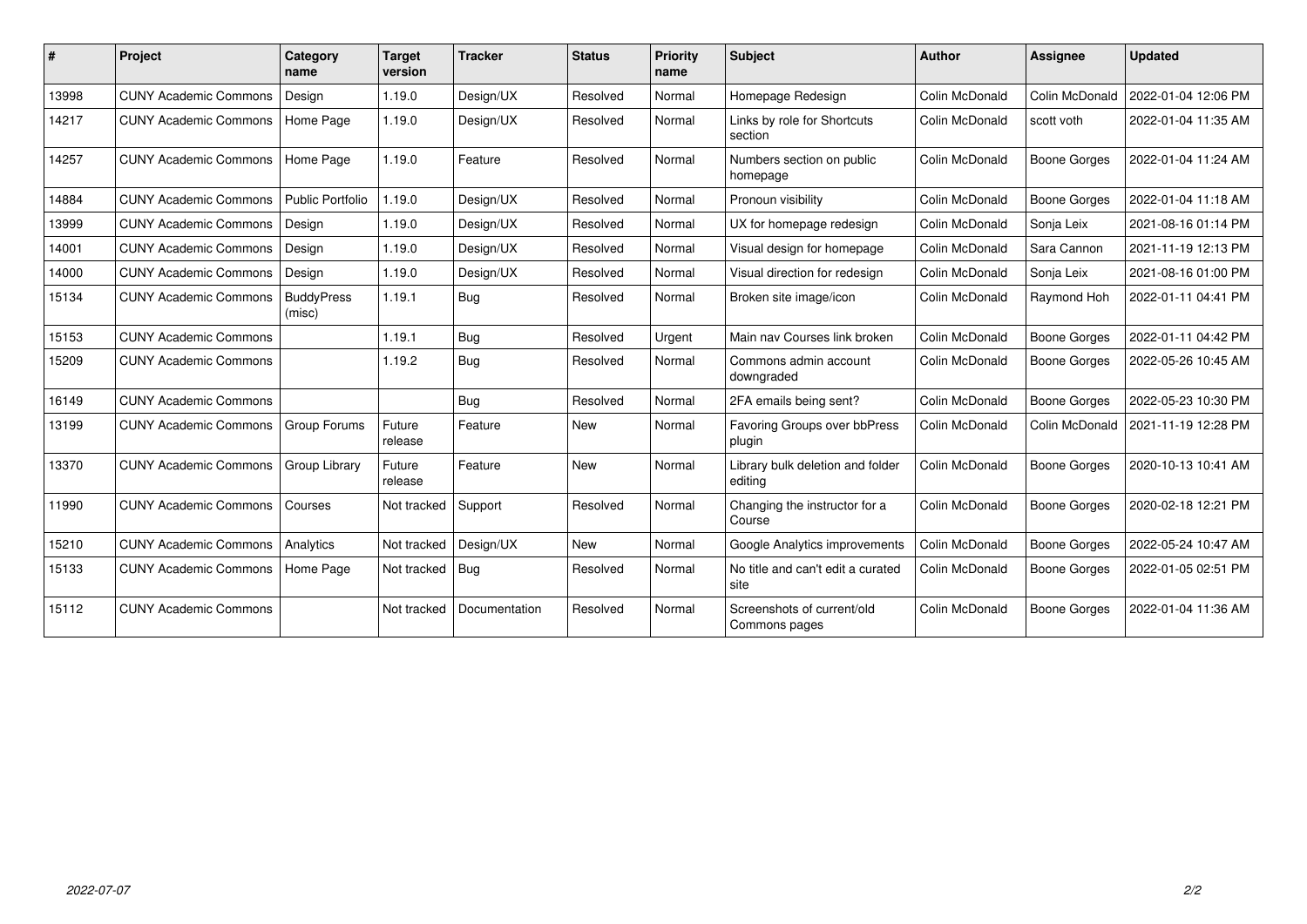| # | Project | Category name | Target version | Tracker | Status | Priority name | Subject | Author | Assignee | Updated |
|---|---|---|---|---|---|---|---|---|---|---|
| 13998 | CUNY Academic Commons | Design | 1.19.0 | Design/UX | Resolved | Normal | Homepage Redesign | Colin McDonald | Colin McDonald | 2022-01-04 12:06 PM |
| 14217 | CUNY Academic Commons | Home Page | 1.19.0 | Design/UX | Resolved | Normal | Links by role for Shortcuts section | Colin McDonald | scott voth | 2022-01-04 11:35 AM |
| 14257 | CUNY Academic Commons | Home Page | 1.19.0 | Feature | Resolved | Normal | Numbers section on public homepage | Colin McDonald | Boone Gorges | 2022-01-04 11:24 AM |
| 14884 | CUNY Academic Commons | Public Portfolio | 1.19.0 | Design/UX | Resolved | Normal | Pronoun visibility | Colin McDonald | Boone Gorges | 2022-01-04 11:18 AM |
| 13999 | CUNY Academic Commons | Design | 1.19.0 | Design/UX | Resolved | Normal | UX for homepage redesign | Colin McDonald | Sonja Leix | 2021-08-16 01:14 PM |
| 14001 | CUNY Academic Commons | Design | 1.19.0 | Design/UX | Resolved | Normal | Visual design for homepage | Colin McDonald | Sara Cannon | 2021-11-19 12:13 PM |
| 14000 | CUNY Academic Commons | Design | 1.19.0 | Design/UX | Resolved | Normal | Visual direction for redesign | Colin McDonald | Sonja Leix | 2021-08-16 01:00 PM |
| 15134 | CUNY Academic Commons | BuddyPress (misc) | 1.19.1 | Bug | Resolved | Normal | Broken site image/icon | Colin McDonald | Raymond Hoh | 2022-01-11 04:41 PM |
| 15153 | CUNY Academic Commons | | 1.19.1 | Bug | Resolved | Urgent | Main nav Courses link broken | Colin McDonald | Boone Gorges | 2022-01-11 04:42 PM |
| 15209 | CUNY Academic Commons | | 1.19.2 | Bug | Resolved | Normal | Commons admin account downgraded | Colin McDonald | Boone Gorges | 2022-05-26 10:45 AM |
| 16149 | CUNY Academic Commons | | | Bug | Resolved | Normal | 2FA emails being sent? | Colin McDonald | Boone Gorges | 2022-05-23 10:30 PM |
| 13199 | CUNY Academic Commons | Group Forums | Future release | Feature | New | Normal | Favoring Groups over bbPress plugin | Colin McDonald | Colin McDonald | 2021-11-19 12:28 PM |
| 13370 | CUNY Academic Commons | Group Library | Future release | Feature | New | Normal | Library bulk deletion and folder editing | Colin McDonald | Boone Gorges | 2020-10-13 10:41 AM |
| 11990 | CUNY Academic Commons | Courses | Not tracked | Support | Resolved | Normal | Changing the instructor for a Course | Colin McDonald | Boone Gorges | 2020-02-18 12:21 PM |
| 15210 | CUNY Academic Commons | Analytics | Not tracked | Design/UX | New | Normal | Google Analytics improvements | Colin McDonald | Boone Gorges | 2022-05-24 10:47 AM |
| 15133 | CUNY Academic Commons | Home Page | Not tracked | Bug | Resolved | Normal | No title and can't edit a curated site | Colin McDonald | Boone Gorges | 2022-01-05 02:51 PM |
| 15112 | CUNY Academic Commons | | Not tracked | Documentation | Resolved | Normal | Screenshots of current/old Commons pages | Colin McDonald | Boone Gorges | 2022-01-04 11:36 AM |